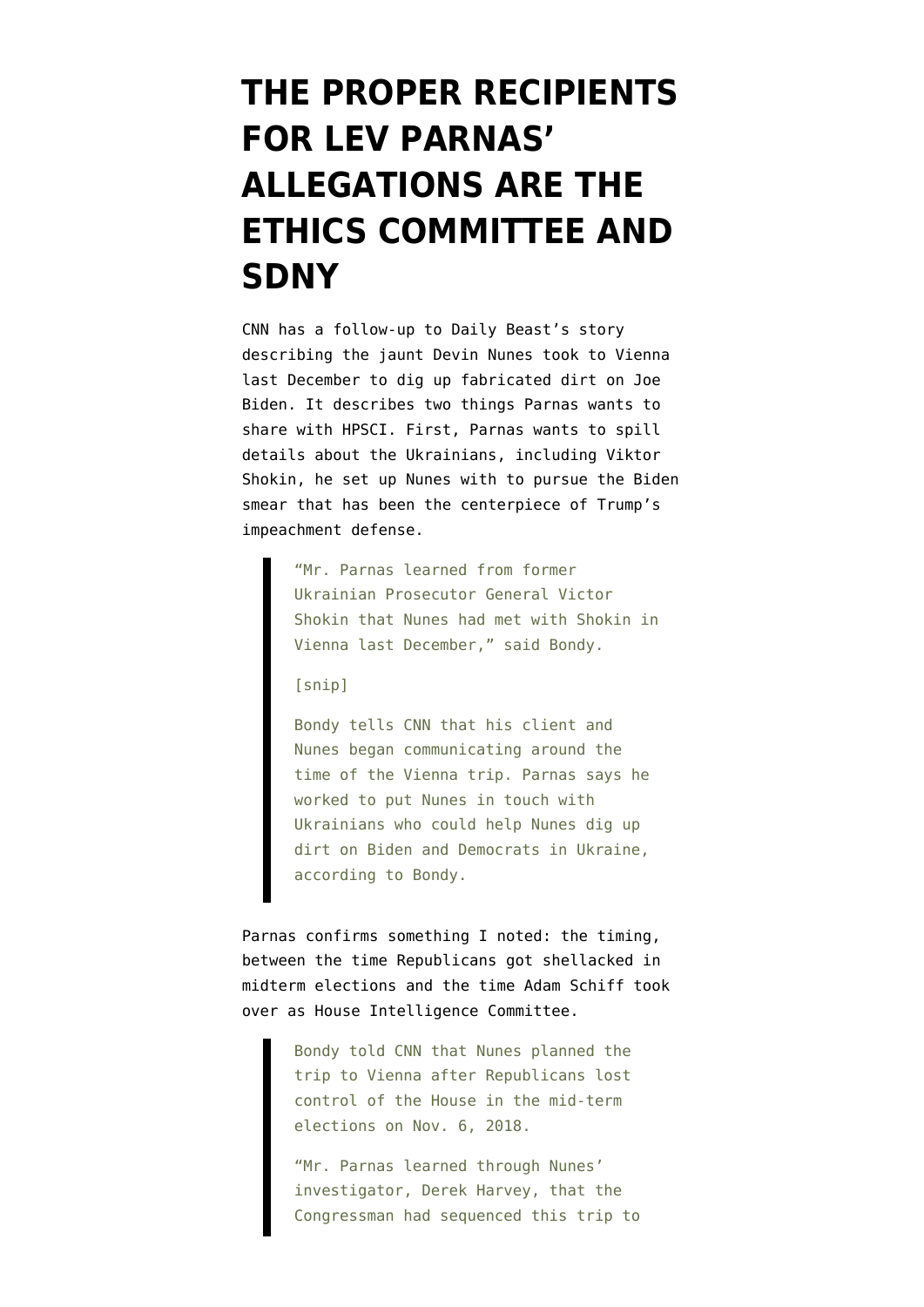# THE PROPER RECIPIENTS FOR LEV PARNAS' ALLEGATIONS ARE THE ETHICS COMMITTEE AND SDNY

CNN has a follow-up to Daily Beast's story describing the jaunt Devin Nunes took to Vienna last December to dig up fabricated dirt on Joe Biden. It describes two things Parnas wants to share with HPSCI. First, Parnas wants to spill details about the Ukrainians, including Viktor Shokin, he set up Nunes with to pursue the Biden smear that has been the centerpiece of Trump's impeachment defense.

> "Mr. Parnas learned from former Ukrainian Prosecutor General Victor Shokin that Nunes had met with Shokin in Vienna last December," said Bondy.
>
> [snip]
>
> Bondy tells CNN that his client and Nunes began communicating around the time of the Vienna trip. Parnas says he worked to put Nunes in touch with Ukrainians who could help Nunes dig up dirt on Biden and Democrats in Ukraine, according to Bondy.

Parnas confirms something I noted: the timing, between the time Republicans got shellacked in midterm elections and the time Adam Schiff took over as House Intelligence Committee.

> Bondy told CNN that Nunes planned the trip to Vienna after Republicans lost control of the House in the mid-term elections on Nov. 6, 2018.
>
> "Mr. Parnas learned through Nunes' investigator, Derek Harvey, that the Congressman had sequenced this trip to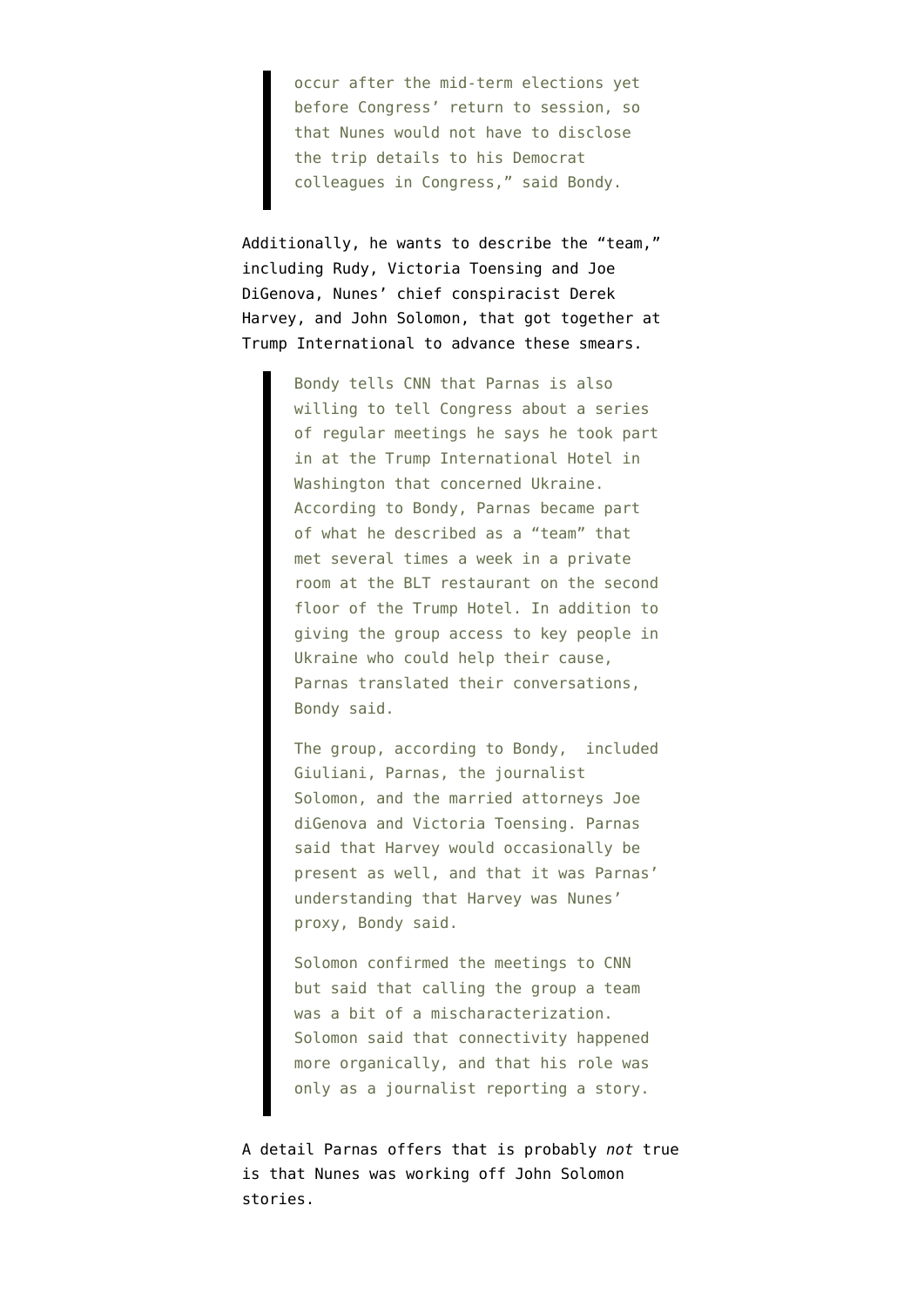> occur after the mid-term elections yet before Congress' return to session, so that Nunes would not have to disclose the trip details to his Democrat colleagues in Congress," said Bondy.

Additionally, he wants to describe the "team," including Rudy, Victoria Toensing and Joe DiGenova, Nunes' chief conspiracist Derek Harvey, and John Solomon, that got together at Trump International to advance these smears.

> Bondy tells CNN that Parnas is also willing to tell Congress about a series of regular meetings he says he took part in at the Trump International Hotel in Washington that concerned Ukraine. According to Bondy, Parnas became part of what he described as a "team" that met several times a week in a private room at the BLT restaurant on the second floor of the Trump Hotel. In addition to giving the group access to key people in Ukraine who could help their cause, Parnas translated their conversations, Bondy said.
>
> The group, according to Bondy, included Giuliani, Parnas, the journalist Solomon, and the married attorneys Joe diGenova and Victoria Toensing. Parnas said that Harvey would occasionally be present as well, and that it was Parnas' understanding that Harvey was Nunes' proxy, Bondy said.
>
> Solomon confirmed the meetings to CNN but said that calling the group a team was a bit of a mischaracterization. Solomon said that connectivity happened more organically, and that his role was only as a journalist reporting a story.

A detail Parnas offers that is probably *not* true is that Nunes was working off John Solomon stories.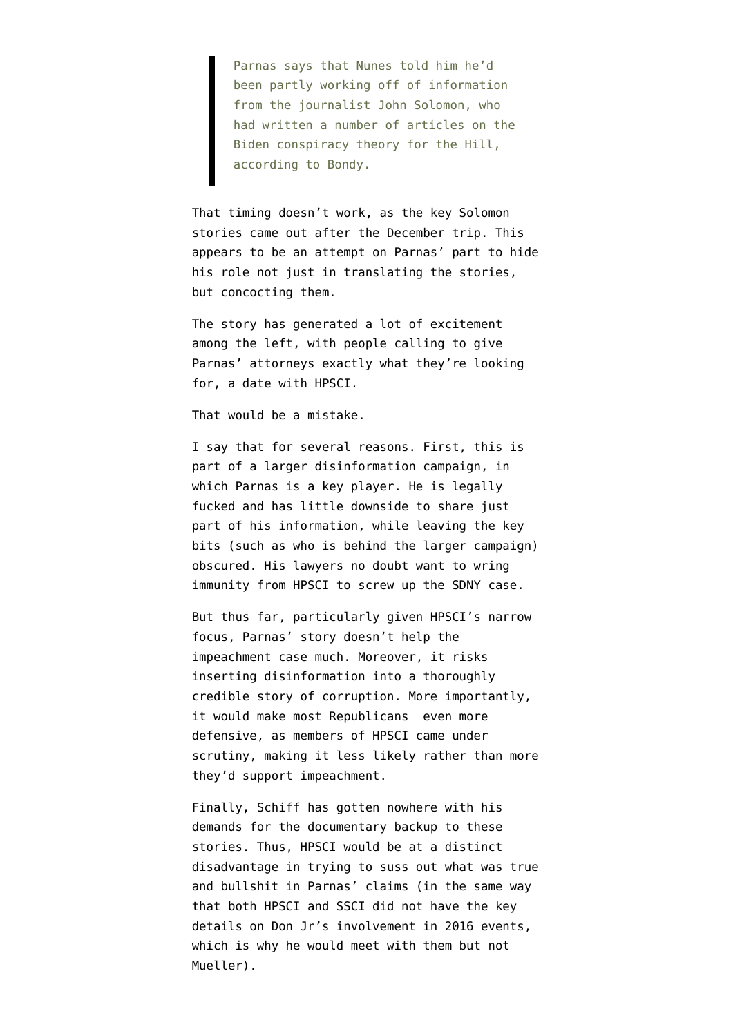> Parnas says that Nunes told him he'd been partly working off of information from the journalist John Solomon, who had written a number of articles on the Biden conspiracy theory for the Hill, according to Bondy.

That timing doesn't work, as the key Solomon stories came out after the December trip. This appears to be an attempt on Parnas' part to hide his role not just in translating the stories, but concocting them.

The story has generated a lot of excitement among the left, with people calling to give Parnas' attorneys exactly what they're looking for, a date with HPSCI.

That would be a mistake.

I say that for several reasons. First, this is part of a larger disinformation campaign, in which Parnas is a key player. He is legally fucked and has little downside to share just part of his information, while leaving the key bits (such as who is behind the larger campaign) obscured. His lawyers no doubt want to wring immunity from HPSCI to screw up the SDNY case.

But thus far, particularly given HPSCI's narrow focus, Parnas' story doesn't help the impeachment case much. Moreover, it risks inserting disinformation into a thoroughly credible story of corruption. More importantly, it would make most Republicans  even more defensive, as members of HPSCI came under scrutiny, making it less likely rather than more they'd support impeachment.

Finally, Schiff has gotten nowhere with his demands for the documentary backup to these stories. Thus, HPSCI would be at a distinct disadvantage in trying to suss out what was true and bullshit in Parnas' claims (in the same way that both HPSCI and SSCI did not have the key details on Don Jr's involvement in 2016 events, which is why he would meet with them but not Mueller).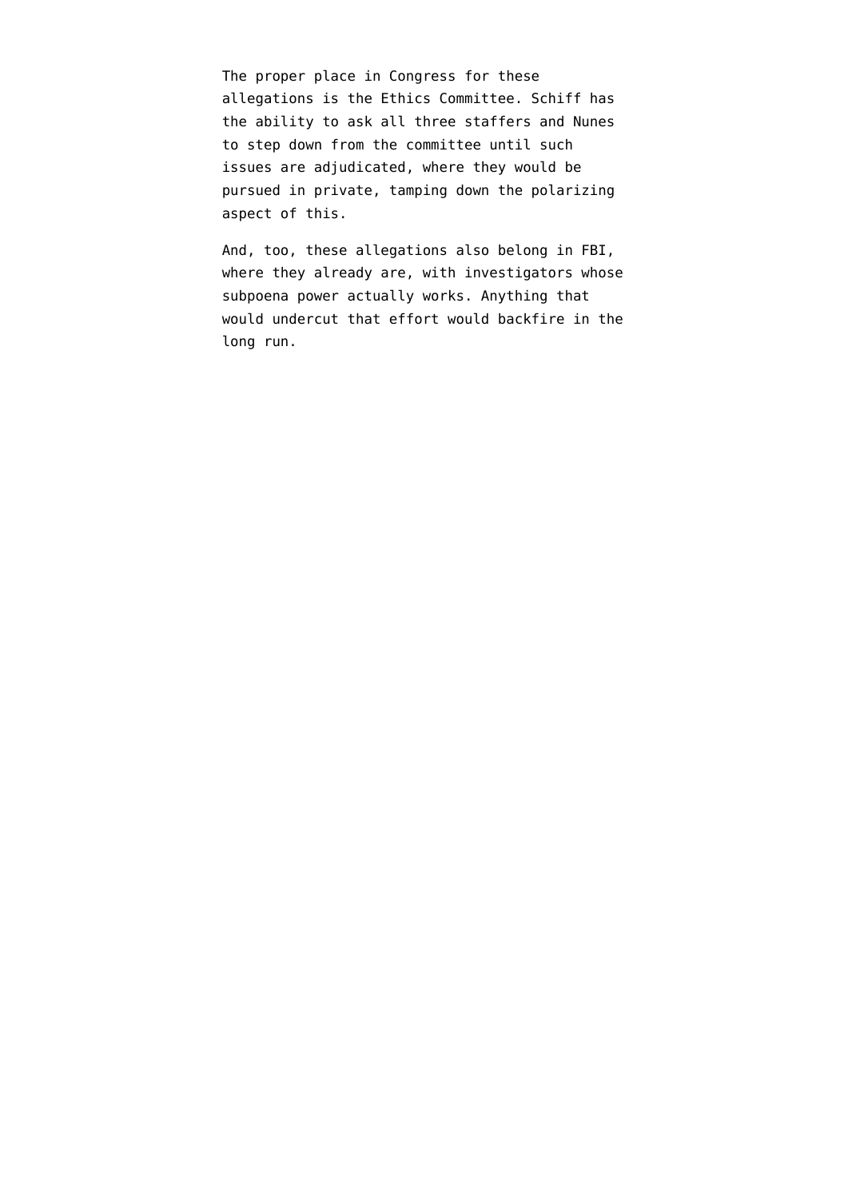The proper place in Congress for these allegations is the Ethics Committee. Schiff has the ability to ask all three staffers and Nunes to step down from the committee until such issues are adjudicated, where they would be pursued in private, tamping down the polarizing aspect of this.

And, too, these allegations also belong in FBI, where they already are, with investigators whose subpoena power actually works. Anything that would undercut that effort would backfire in the long run.